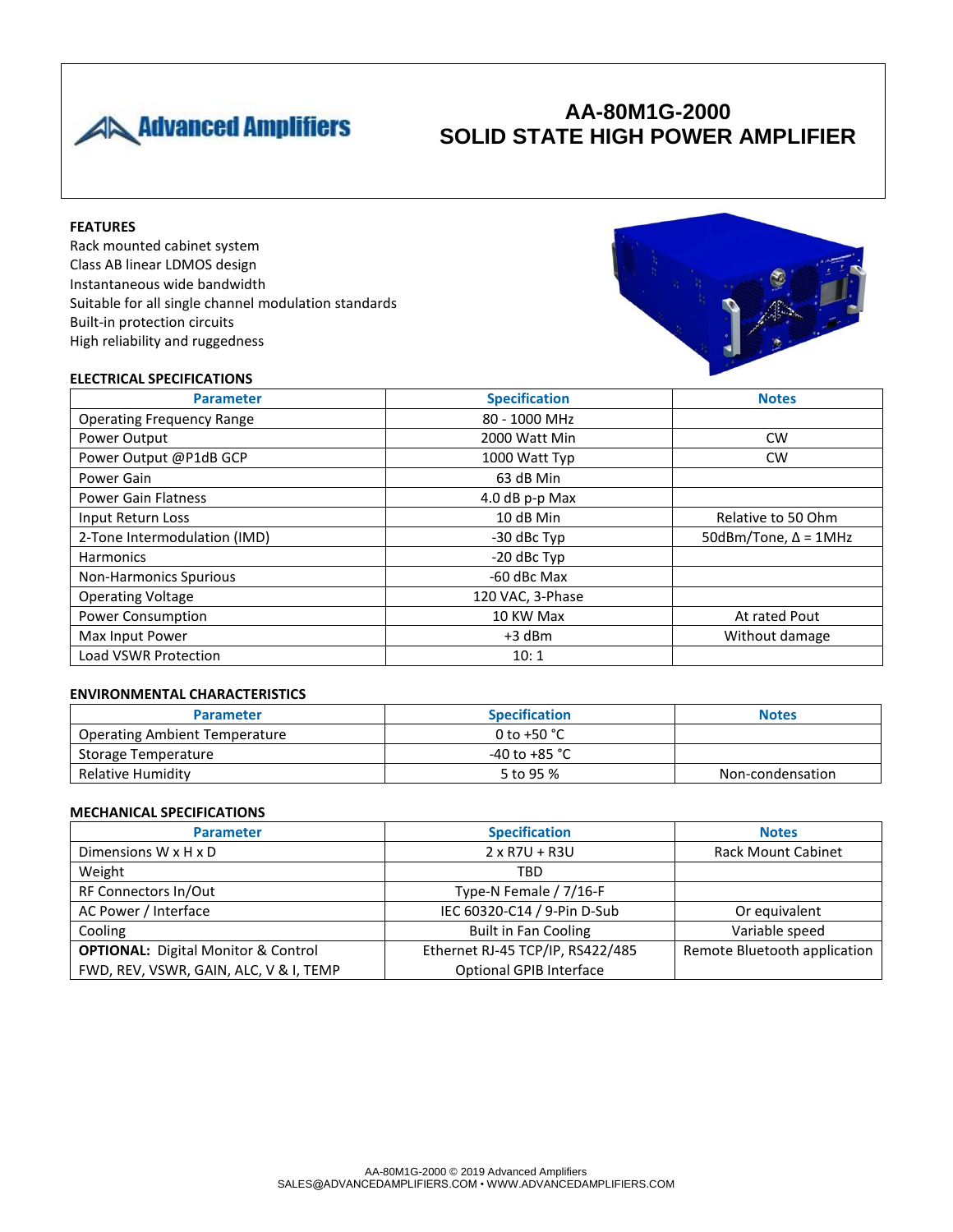# AA-80M1G-2000
# SOLID STATE HIGH POWER AMPLIFIER

Advanced Amplifiers

**FEATURES**

Rack mounted cabinet system
Class AB linear LDMOS design
Instantaneous wide bandwidth
Suitable for all single channel modulation standards
Built-in protection circuits
High reliability and ruggedness

**ELECTRICAL SPECIFICATIONS**

| Parameter | Specification | Notes |
|---|---|---|
| Operating Frequency Range | 80 - 1000 MHz | |
| Power Output | 2000 Watt Min | CW |
| Power Output @P1dB GCP | 1000 Watt Typ | CW |
| Power Gain | 63 dB Min | |
| Power Gain Flatness | 4.0 dB p-p Max | |
| Input Return Loss | 10 dB Min | Relative to 50 Ohm |
| 2-Tone Intermodulation (IMD) | -30 dBc Typ | 50dBm/Tone, Δ = 1MHz |
| Harmonics | -20 dBc Typ | |
| Non-Harmonics Spurious | -60 dBc Max | |
| Operating Voltage | 120 VAC, 3-Phase | |
| Power Consumption | 10 KW Max | At rated Pout |
| Max Input Power | +3 dBm | Without damage |
| Load VSWR Protection | 10: 1 | |

**ENVIRONMENTAL CHARACTERISTICS**

| Parameter | Specification | Notes |
|---|---|---|
| Operating Ambient Temperature | 0 to +50 °C | |
| Storage Temperature | -40 to +85 °C | |
| Relative Humidity | 5 to 95 % | Non-condensation |

**MECHANICAL SPECIFICATIONS**

| Parameter | Specification | Notes |
|---|---|---|
| Dimensions W x H x D | 2 x R7U + R3U | Rack Mount Cabinet |
| Weight | TBD | |
| RF Connectors In/Out | Type-N Female / 7/16-F | |
| AC Power / Interface | IEC 60320-C14 / 9-Pin D-Sub | Or equivalent |
| Cooling | Built in Fan Cooling | Variable speed |
| **OPTIONAL:** Digital Monitor & Control FWD, REV, VSWR, GAIN, ALC, V & I, TEMP | Ethernet RJ-45 TCP/IP, RS422/485 Optional GPIB Interface | Remote Bluetooth application |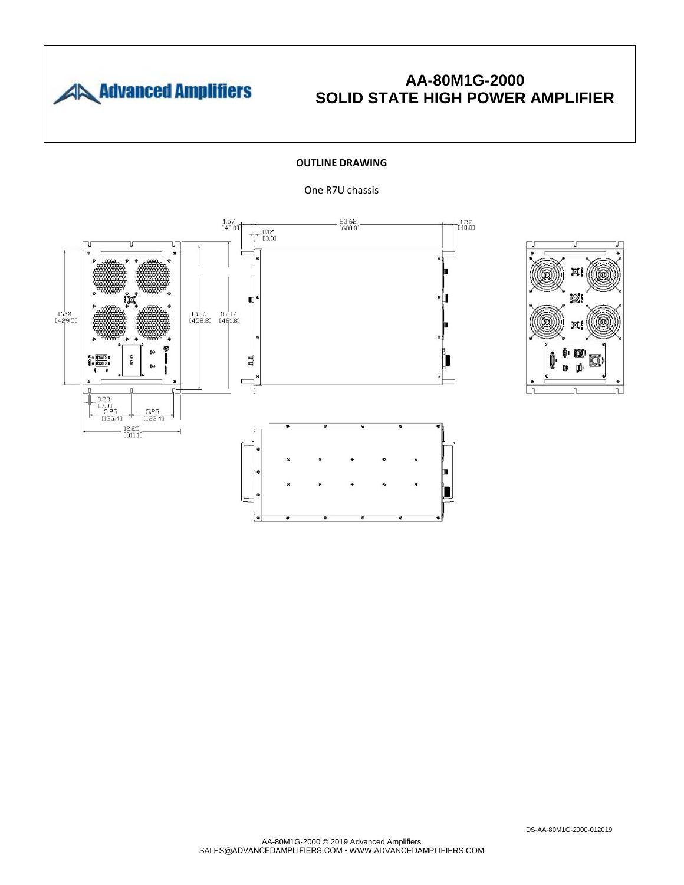# AA-80M1G-2000
# SOLID STATE HIGH POWER AMPLIFIER

**OUTLINE DRAWING**

One R7U chassis

1.57
[40.0]

23.62
[600.0]

1.57
[40.0]

0.12
[3.0]

16.91
[429.5]

18.06
[458.8]

18.97
[481.8]

0.28
[7.0]

5.25
[133.4]

5.25
[133.4]

12.25
[311.1]

DS-AA-80M1G-2000-012019

AA-80M1G-2000 © 2019 Advanced Amplifiers
SALES@ADVANCEDAMPLIFIERS.COM • WWW.ADVANCEDAMPLIFIERS.COM